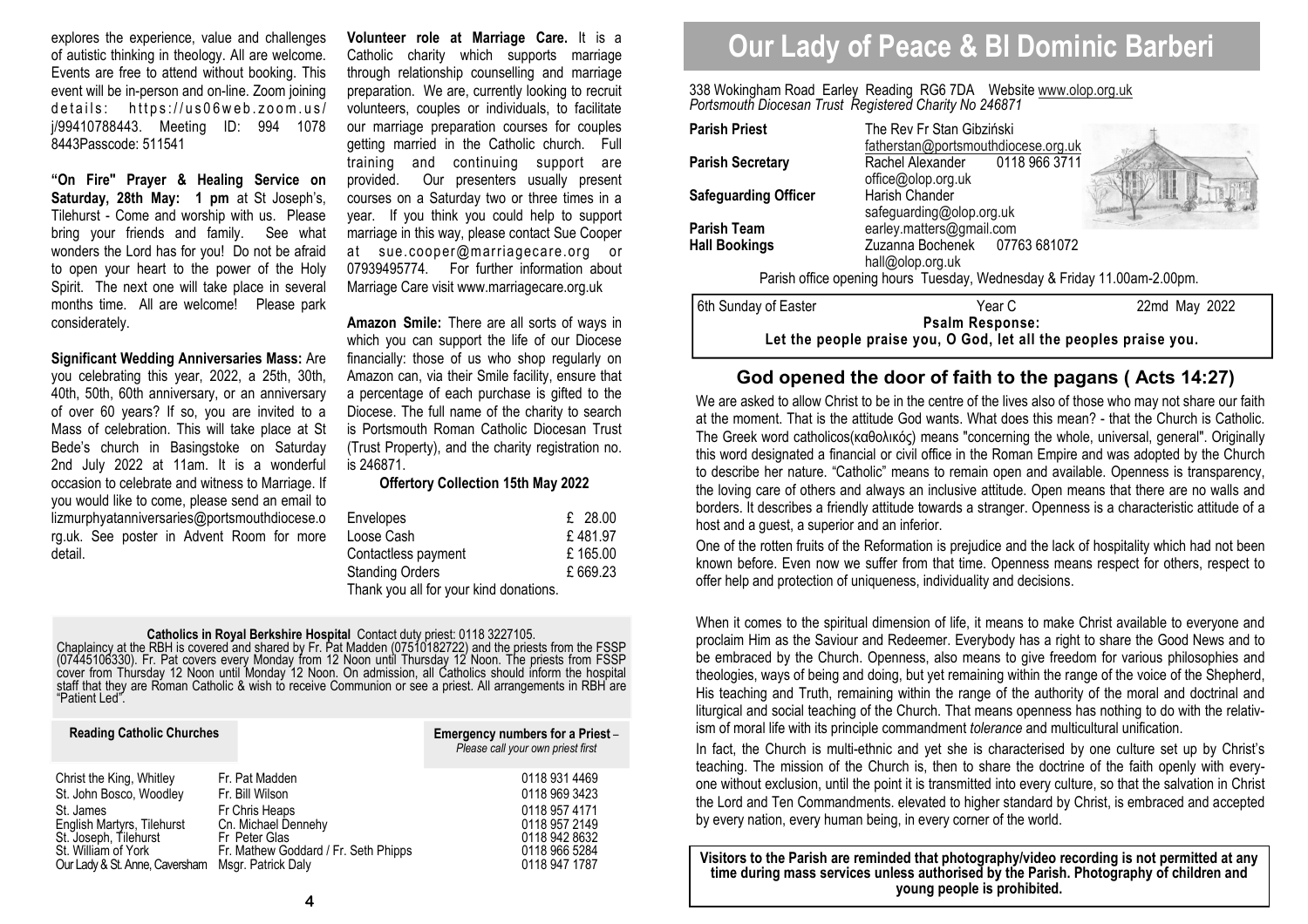explores the experience, value and challenges of autistic thinking in theology. All are welcome. Events are free to attend without booking. This event will be in-person and on-line. Zoom joining details: https://us06web.zoom.us/j/99410788443. Meeting ID: 994 1078 8443Passcode: 511541

**"On Fire" Prayer & Healing Service on Saturday, 28th May: 1 pm** at St Joseph's, Tilehurst - Come and worship with us. Please bring your friends and family. See what wonders the Lord has for you! Do not be afraid to open your heart to the power of the Holy Spirit. The next one will take place in several months time. All are welcome! Please park considerately.

**Significant Wedding Anniversaries Mass:** Are you celebrating this year, 2022, a 25th, 30th, 40th, 50th, 60th anniversary, or an anniversary of over 60 years? If so, you are invited to a Mass of celebration. This will take place at St Bede's church in Basingstoke on Saturday 2nd July 2022 at 11am. It is a wonderful occasion to celebrate and witness to Marriage. If you would like to come, please send an email to lizmurphyatanniversaries@portsmouthdiocese.org.uk. See poster in Advent Room for more detail.

**Volunteer role at Marriage Care.** It is a Catholic charity which supports marriage through relationship counselling and marriage preparation. We are, currently looking to recruit volunteers, couples or individuals, to facilitate our marriage preparation courses for couples getting married in the Catholic church. Full training and continuing support are provided. Our presenters usually present courses on a Saturday two or three times in a year. If you think you could help to support marriage in this way, please contact Sue Cooper at sue.cooper@marriagecare.org or 07939495774. For further information about Marriage Care visit www.marriagecare.org.uk

**Amazon Smile:** There are all sorts of ways in which you can support the life of our Diocese financially: those of us who shop regularly on Amazon can, via their Smile facility, ensure that a percentage of each purchase is gifted to the Diocese. The full name of the charity to search is Portsmouth Roman Catholic Diocesan Trust (Trust Property), and the charity registration no. is 246871.

**Offertory Collection 15th May 2022**

| | |
|---|---|
| Envelopes | £ 28.00 |
| Loose Cash | £ 481.97 |
| Contactless payment | £ 165.00 |
| Standing Orders | £ 669.23 |

Thank you all for your kind donations.

**Catholics in Royal Berkshire Hospital** Contact duty priest: 0118 3227105.
Chaplaincy at the RBH is covered and shared by Fr. Pat Madden (07510182722) and the priests from the FSSP (07445106330). Fr. Pat covers every Monday from 12 Noon until Thursday 12 Noon. The priests from FSSP cover from Thursday 12 Noon until Monday 12 Noon. On admission, all Catholics should inform the hospital staff that they are Roman Catholic & wish to receive Communion or see a priest. All arrangements in RBH are "Patient Led".

| **Reading Catholic Churches** | | **Emergency numbers for a Priest** – *Please call your own priest first* |
|---|---|---|
| Christ the King, Whitley | Fr. Pat Madden | 0118 931 4469 |
| St. John Bosco, Woodley | Fr. Bill Wilson | 0118 969 3423 |
| St. James | Fr Chris Heaps | 0118 957 4171 |
| English Martyrs, Tilehurst | Cn. Michael Dennehy | 0118 957 2149 |
| St. Joseph, Tilehurst | Fr Peter Glas | 0118 942 8632 |
| St. William of York | Fr. Mathew Goddard / Fr. Seth Phipps | 0118 966 5284 |
| Our Lady & St. Anne, Caversham | Msgr. Patrick Daly | 0118 947 1787 |

# Our Lady of Peace & Bl Dominic Barberi

338 Wokingham Road Earley Reading RG6 7DA Website www.olop.org.uk
*Portsmouth Diocesan Trust Registered Charity No 246871*

| | |
|---|---|
| **Parish Priest** | The Rev Fr Stan Gibziński fatherstan@portsmouthdiocese.org.uk |
| **Parish Secretary** | Rachel Alexander 0118 966 3711 office@olop.org.uk |
| **Safeguarding Officer** | Harish Chander safeguarding@olop.org.uk |
| **Parish Team** | earley.matters@gmail.com |
| **Hall Bookings** | Zuzanna Bochenek 07763 681072 hall@olop.org.uk |

Parish office opening hours Tuesday, Wednesday & Friday 11.00am-2.00pm.

6th Sunday of Easter | Year C | 22md May 2022

**Psalm Response:**
**Let the people praise you, O God, let all the peoples praise you.**

## God opened the door of faith to the pagans ( Acts 14:27)

We are asked to allow Christ to be in the centre of the lives also of those who may not share our faith at the moment. That is the attitude God wants. What does this mean? - that the Church is Catholic. The Greek word catholicos(καθολικός) means "concerning the whole, universal, general". Originally this word designated a financial or civil office in the Roman Empire and was adopted by the Church to describe her nature. "Catholic" means to remain open and available. Openness is transparency, the loving care of others and always an inclusive attitude. Open means that there are no walls and borders. It describes a friendly attitude towards a stranger. Openness is a characteristic attitude of a host and a guest, a superior and an inferior.

One of the rotten fruits of the Reformation is prejudice and the lack of hospitality which had not been known before. Even now we suffer from that time. Openness means respect for others, respect to offer help and protection of uniqueness, individuality and decisions.

When it comes to the spiritual dimension of life, it means to make Christ available to everyone and proclaim Him as the Saviour and Redeemer. Everybody has a right to share the Good News and to be embraced by the Church. Openness, also means to give freedom for various philosophies and theologies, ways of being and doing, but yet remaining within the range of the voice of the Shepherd, His teaching and Truth, remaining within the range of the authority of the moral and doctrinal and liturgical and social teaching of the Church. That means openness has nothing to do with the relativism of moral life with its principle commandment *tolerance* and multicultural unification.

In fact, the Church is multi-ethnic and yet she is characterised by one culture set up by Christ's teaching. The mission of the Church is, then to share the doctrine of the faith openly with everyone without exclusion, until the point it is transmitted into every culture, so that the salvation in Christ the Lord and Ten Commandments. elevated to higher standard by Christ, is embraced and accepted by every nation, every human being, in every corner of the world.

**Visitors to the Parish are reminded that photography/video recording is not permitted at any time during mass services unless authorised by the Parish. Photography of children and young people is prohibited.**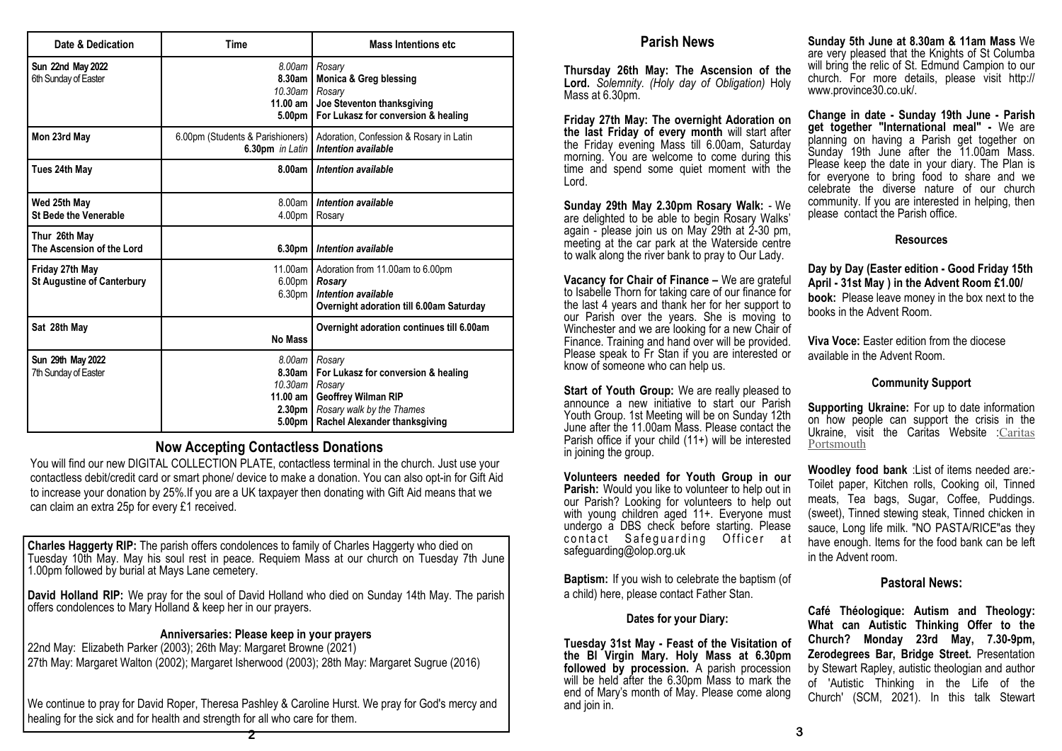| Date & Dedication | Time | Mass Intentions etc |
|---|---|---|
| **Sun 22nd May 2022**<br>6th Sunday of Easter | *8.00am*<br>**8.30am**<br>*10.30am*<br>**11.00 am**<br>**5.00pm** | *Rosary*<br>**Monica & Greg blessing**<br>*Rosary*<br>**Joe Steventon thanksgiving**<br>**For Lukasz for conversion & healing** |
| **Mon 23rd May** | 6.00pm (Students & Parishioners)<br>**6.30pm** *in Latin* | Adoration, Confession & Rosary in Latin<br>***Intention available*** |
| **Tues 24th May** | **8.00am** | ***Intention available*** |
| **Wed 25th May**<br>**St Bede the Venerable** | 8.00am<br>4.00pm | ***Intention available***<br>Rosary |
| **Thur 26th May**<br>**The Ascension of the Lord** | **6.30pm** | ***Intention available*** |
| **Friday 27th May**<br>**St Augustine of Canterbury** | 11.00am<br>6.00pm<br>6.30pm | Adoration from 11.00am to 6.00pm<br>***Rosary***<br>***Intention available***<br>**Overnight adoration till 6.00am Saturday** |
| **Sat 28th May** | **No Mass** | **Overnight adoration continues till 6.00am** |
| **Sun 29th May 2022**<br>7th Sunday of Easter | *8.00am*<br>**8.30am**<br>*10.30am*<br>**11.00 am**<br>**2.30pm**<br>**5.00pm** | *Rosary*<br>**For Lukasz for conversion & healing**<br>*Rosary*<br>**Geoffrey Wilman RIP**<br>*Rosary walk by the Thames*<br>**Rachel Alexander thanksgiving** |

## Now Accepting Contactless Donations

You will find our new DIGITAL COLLECTION PLATE, contactless terminal in the church. Just use your contactless debit/credit card or smart phone/ device to make a donation. You can also opt-in for Gift Aid to increase your donation by 25%.If you are a UK taxpayer then donating with Gift Aid means that we can claim an extra 25p for every £1 received.

**Charles Haggerty RIP:** The parish offers condolences to family of Charles Haggerty who died on Tuesday 10th May. May his soul rest in peace. Requiem Mass at our church on Tuesday 7th June 1.00pm followed by burial at Mays Lane cemetery.

**David Holland RIP:** We pray for the soul of David Holland who died on Sunday 14th May. The parish offers condolences to Mary Holland & keep her in our prayers.

### Anniversaries: Please keep in your prayers

22nd May: Elizabeth Parker (2003); 26th May: Margaret Browne (2021)
27th May: Margaret Walton (2002); Margaret Isherwood (2003); 28th May: Margaret Sugrue (2016)

We continue to pray for David Roper, Theresa Pashley & Caroline Hurst. We pray for God's mercy and healing for the sick and for health and strength for all who care for them.

## Parish News

**Thursday 26th May: The Ascension of the Lord.** *Solemnity. (Holy day of Obligation)* Holy Mass at 6.30pm.

**Friday 27th May: The overnight Adoration on the last Friday of every month** will start after the Friday evening Mass till 6.00am, Saturday morning. You are welcome to come during this time and spend some quiet moment with the Lord.

**Sunday 29th May 2.30pm Rosary Walk:** - We are delighted to be able to begin Rosary Walks' again - please join us on May 29th at 2-30 pm, meeting at the car park at the Waterside centre to walk along the river bank to pray to Our Lady.

**Vacancy for Chair of Finance –** We are grateful to Isabelle Thorn for taking care of our finance for the last 4 years and thank her for her support to our Parish over the years. She is moving to Winchester and we are looking for a new Chair of Finance. Training and hand over will be provided. Please speak to Fr Stan if you are interested or know of someone who can help us.

**Start of Youth Group:** We are really pleased to announce a new initiative to start our Parish Youth Group. 1st Meeting will be on Sunday 12th June after the 11.00am Mass. Please contact the Parish office if your child (11+) will be interested in joining the group.

**Volunteers needed for Youth Group in our Parish:** Would you like to volunteer to help out in our Parish? Looking for volunteers to help out with young children aged 11+. Everyone must undergo a DBS check before starting. Please contact Safeguarding Officer at safeguarding@olop.org.uk

**Baptism:** If you wish to celebrate the baptism (of a child) here, please contact Father Stan.

### Dates for your Diary:

**Tuesday 31st May - Feast of the Visitation of the Bl Virgin Mary. Holy Mass at 6.30pm followed by procession.** A parish procession will be held after the 6.30pm Mass to mark the end of Mary's month of May. Please come along and join in.

**Sunday 5th June at 8.30am & 11am Mass** We are very pleased that the Knights of St Columba will bring the relic of St. Edmund Campion to our church. For more details, please visit http://www.province30.co.uk/.

**Change in date - Sunday 19th June - Parish get together "International meal" -** We are planning on having a Parish get together on Sunday 19th June after the 11.00am Mass. Please keep the date in your diary. The Plan is for everyone to bring food to share and we celebrate the diverse nature of our church community. If you are interested in helping, then please contact the Parish office.

### Resources

**Day by Day (Easter edition - Good Friday 15th April - 31st May ) in the Advent Room £1.00/ book:** Please leave money in the box next to the books in the Advent Room.

**Viva Voce:** Easter edition from the diocese available in the Advent Room.

### Community Support

**Supporting Ukraine:** For up to date information on how people can support the crisis in the Ukraine, visit the Caritas Website :Caritas Portsmouth

**Woodley food bank** :List of items needed are:- Toilet paper, Kitchen rolls, Cooking oil, Tinned meats, Tea bags, Sugar, Coffee, Puddings. (sweet), Tinned stewing steak, Tinned chicken in sauce, Long life milk. "NO PASTA/RICE"as they have enough. Items for the food bank can be left in the Advent room.

### Pastoral News:

**Café Théologique: Autism and Theology: What can Autistic Thinking Offer to the Church? Monday 23rd May, 7.30-9pm, Zerodegrees Bar, Bridge Street.** Presentation by Stewart Rapley, autistic theologian and author of 'Autistic Thinking in the Life of the Church' (SCM, 2021). In this talk Stewart